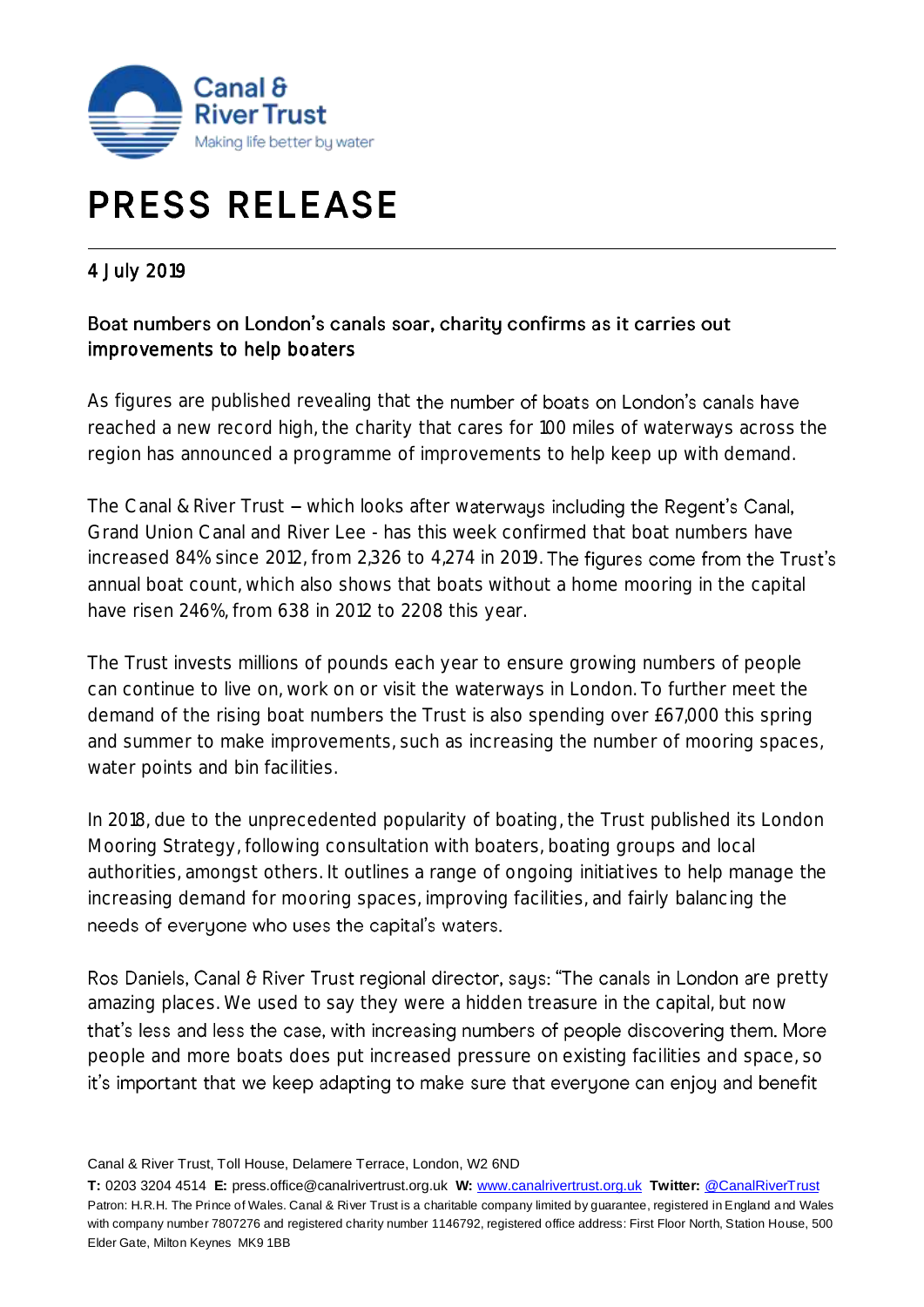# PRESS RELEASE

4 July 2019

## Boat numbers on London's canals soar, charity confirms as it carries out improvements to help boaters

As figures are published revealing that the number of boats on London's canals have reached a new record high, the charity that cares for 100 miles of waterways across the region has announced a programme of improvements to help keep up with demand.

The Canal & River Trust – which looks after waterways including the Regent's Canal, Grand Union Canal and River Lee - has this week confirmed that boat numbers have increased 84% since 2012, from 2,326 to 4,274 in 2019. The figures come from the Trust's annual boat count, which also shows that boats without a home mooring in the capital have risen 246%, from 638 in 2012 to 2208 this year.

The Trust invests millions of pounds each year to ensure growing numbers of people can continue to live on, work on or visit the waterways in London. To further meet the demand of the rising boat numbers the Trust is also spending over £67,000 this spring and summer to make improvements, such as increasing the number of mooring spaces, water points and bin facilities.

In 2018, due to the unprecedented popularity of boating, the Trust published its London Mooring Strategy, following consultation with boaters, boating groups and local authorities, amongst others. It outlines a range of ongoing initiatives to help manage the increasing demand for mooring spaces, improving facilities, and fairly balancing the needs of everyone who uses the capital's waters.

Ros Daniels, Canal & River Trust regional director, says: "The canals in London are pretty amazing places. We used to say they were a hidden treasure in the capital, but now that's less and less the case, with increasing numbers of people discovering them. More people and more boats does put increased pressure on existing facilities and space, so it's important that we keep adapting to make sure that everyone can enjoy and benefit

Canal & River Trust, Toll House, Delamere Terrace, London, W2 6ND

**T:** 0203 3204 4514 **E:** press.office@canalrivertrust.org.uk **W:** www.canalrivertrust.org.uk **Twitter:** @CanalRiverTrust
Patron: H.R.H. The Prince of Wales. Canal & River Trust is a charitable company limited by guarantee, registered in England and Wales with company number 7807276 and registered charity number 1146792, registered office address: First Floor North, Station House, 500 Elder Gate, Milton Keynes MK9 1BB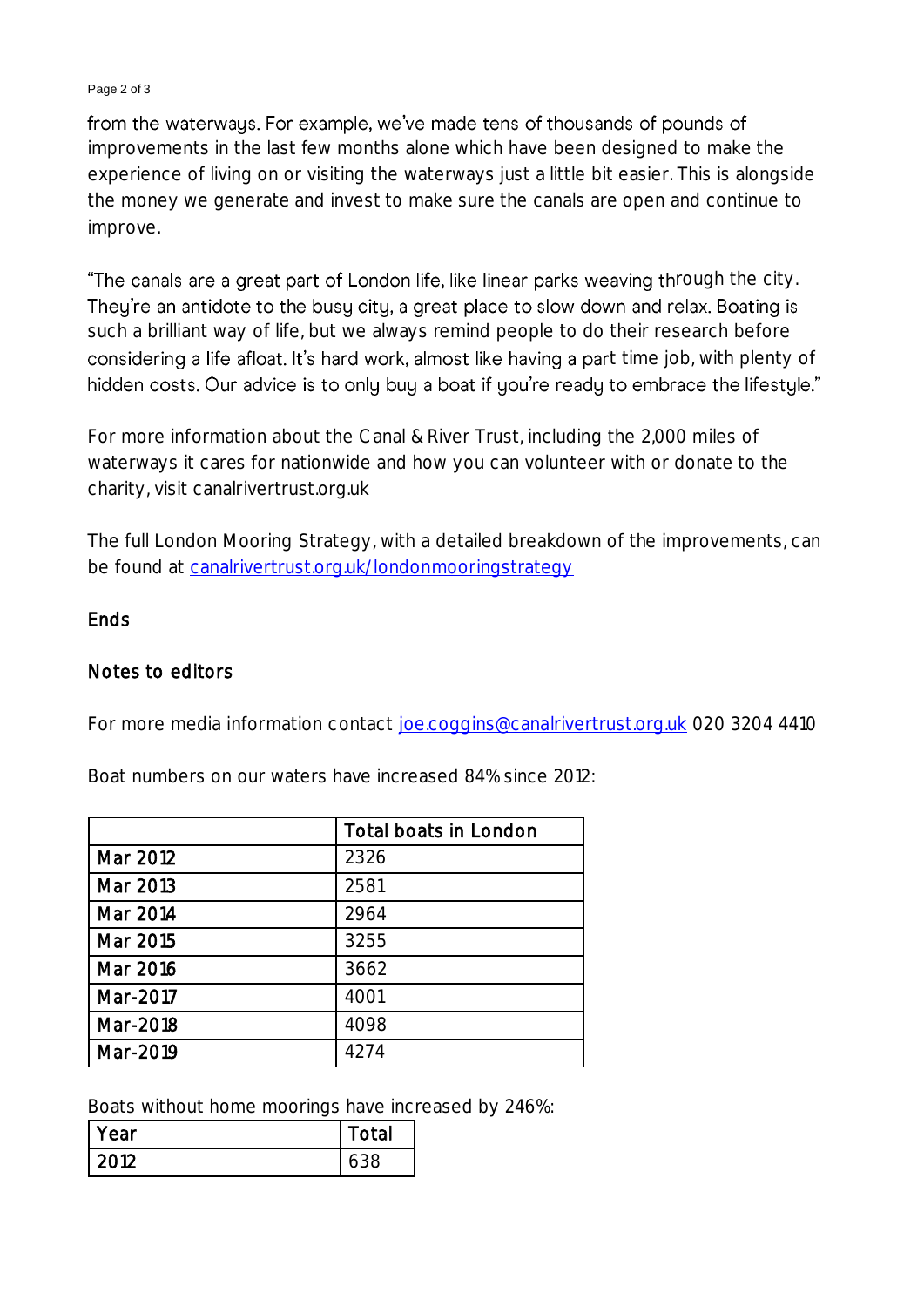from the waterways. For example, we've made tens of thousands of pounds of improvements in the last few months alone which have been designed to make the experience of living on or visiting the waterways just a little bit easier. This is alongside the money we generate and invest to make sure the canals are open and continue to improve.

"The canals are a great part of London life, like linear parks weaving through the city. They're an antidote to the busy city, a great place to slow down and relax. Boating is such a brilliant way of life, but we always remind people to do their research before considering a life afloat. It's hard work, almost like having a part time job, with plenty of hidden costs. Our advice is to only buy a boat if you're ready to embrace the lifestyle."

For more information about the Canal & River Trust, including the 2,000 miles of waterways it cares for nationwide and how you can volunteer with or donate to the charity, visit canalrivertrust.org.uk

The full London Mooring Strategy, with a detailed breakdown of the improvements, can be found at canalrivertrust.org.uk/londonmooringstrategy

Ends

Notes to editors

For more media information contact joe.coggins@canalrivertrust.org.uk 020 3204 4410

Boat numbers on our waters have increased 84% since 2012:

| | Total boats in London |
|---|---|
| Mar 2012 | 2326 |
| Mar 2013 | 2581 |
| Mar 2014 | 2964 |
| Mar 2015 | 3255 |
| Mar 2016 | 3662 |
| Mar-2017 | 4001 |
| Mar-2018 | 4098 |
| Mar-2019 | 4274 |

Boats without home moorings have increased by 246%:

| Year | Total |
|---|---|
| 2012 | 638 |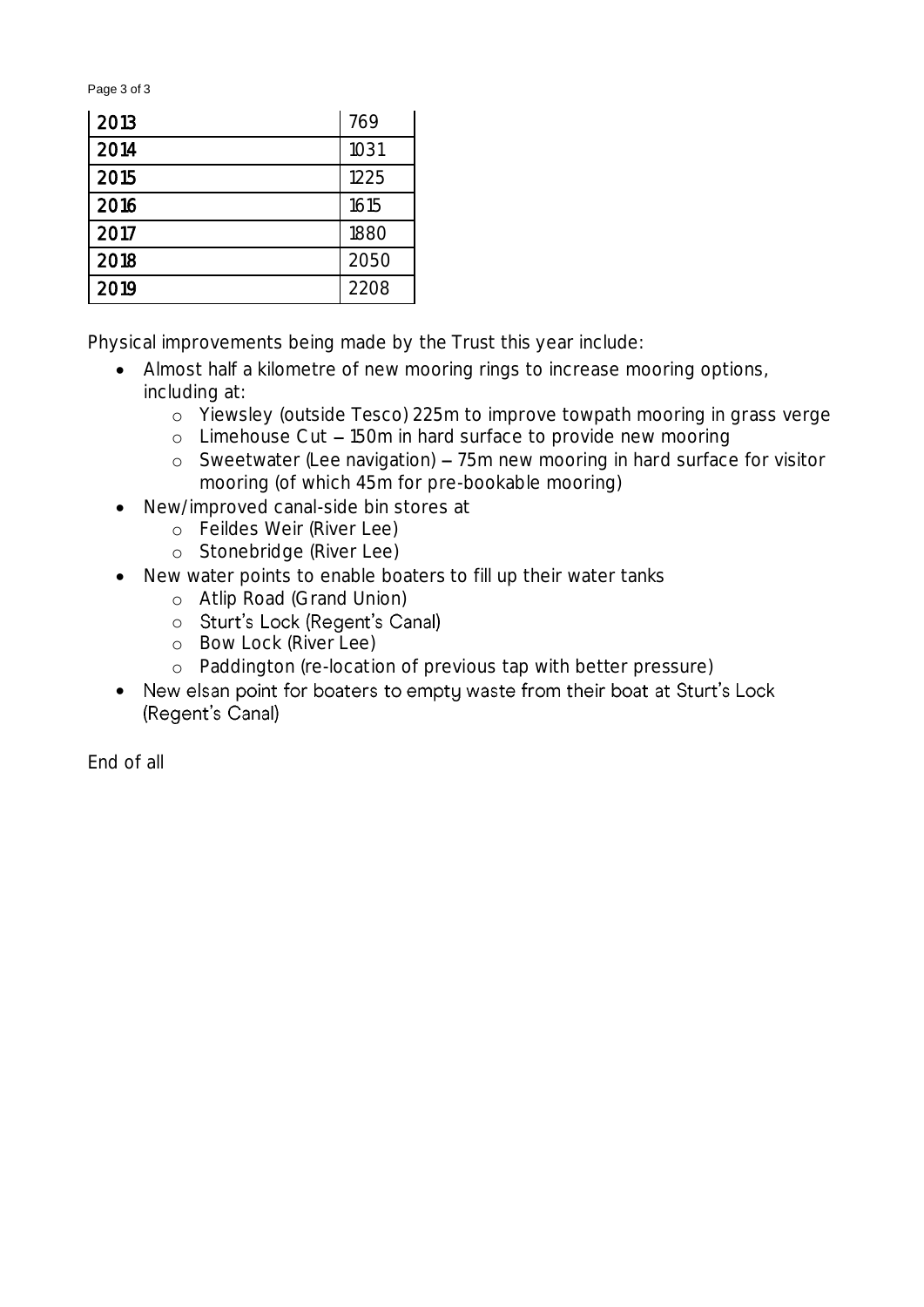| | |
|---|---|
| 2013 | 769 |
| 2014 | 1031 |
| 2015 | 1225 |
| 2016 | 1615 |
| 2017 | 1880 |
| 2018 | 2050 |
| 2019 | 2208 |

Physical improvements being made by the Trust this year include:

- Almost half a kilometre of new mooring rings to increase mooring options, including at:
  - Yiewsley (outside Tesco) 225m to improve towpath mooring in grass verge
  - Limehouse Cut – 150m in hard surface to provide new mooring
  - Sweetwater (Lee navigation) – 75m new mooring in hard surface for visitor mooring (of which 45m for pre-bookable mooring)
- New/improved canal-side bin stores at
  - Feildes Weir (River Lee)
  - Stonebridge (River Lee)
- New water points to enable boaters to fill up their water tanks
  - Atlip Road (Grand Union)
  - Sturt's Lock (Regent's Canal)
  - Bow Lock (River Lee)
  - Paddington (re-location of previous tap with better pressure)
- New elsan point for boaters to empty waste from their boat at Sturt's Lock (Regent's Canal)

End of all